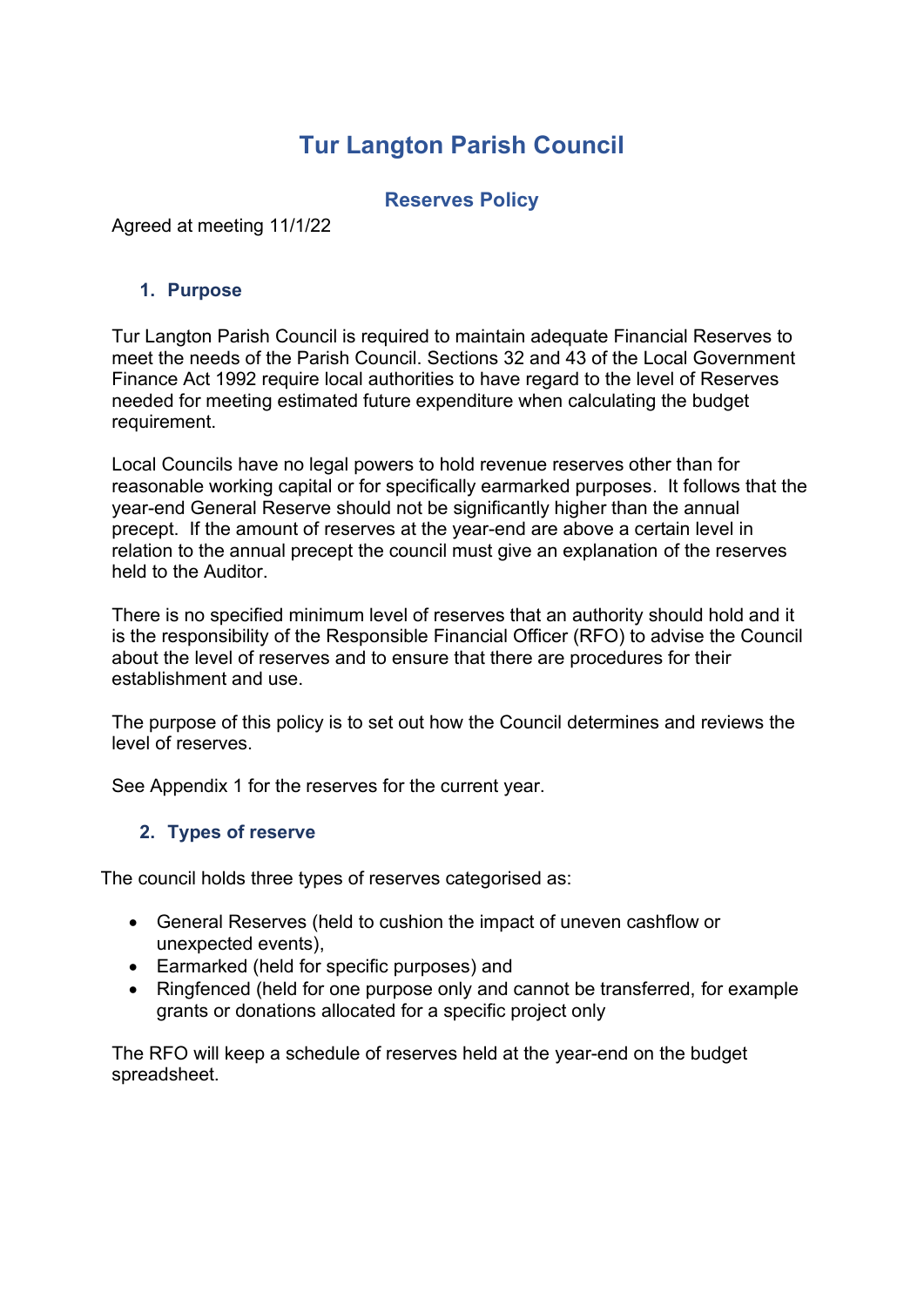# Tur Langton Parish Council

## Reserves Policy

Agreed at meeting 11/1/22

### 1. Purpose

Tur Langton Parish Council is required to maintain adequate Financial Reserves to meet the needs of the Parish Council. Sections 32 and 43 of the Local Government Finance Act 1992 require local authorities to have regard to the level of Reserves needed for meeting estimated future expenditure when calculating the budget requirement.

Local Councils have no legal powers to hold revenue reserves other than for reasonable working capital or for specifically earmarked purposes. It follows that the year-end General Reserve should not be significantly higher than the annual precept. If the amount of reserves at the year-end are above a certain level in relation to the annual precept the council must give an explanation of the reserves held to the Auditor.

There is no specified minimum level of reserves that an authority should hold and it is the responsibility of the Responsible Financial Officer (RFO) to advise the Council about the level of reserves and to ensure that there are procedures for their establishment and use.

The purpose of this policy is to set out how the Council determines and reviews the level of reserves.

See Appendix 1 for the reserves for the current year.

### 2. Types of reserve

The council holds three types of reserves categorised as:

- General Reserves (held to cushion the impact of uneven cashflow or unexpected events),
- Earmarked (held for specific purposes) and
- Ringfenced (held for one purpose only and cannot be transferred, for example grants or donations allocated for a specific project only

The RFO will keep a schedule of reserves held at the year-end on the budget spreadsheet.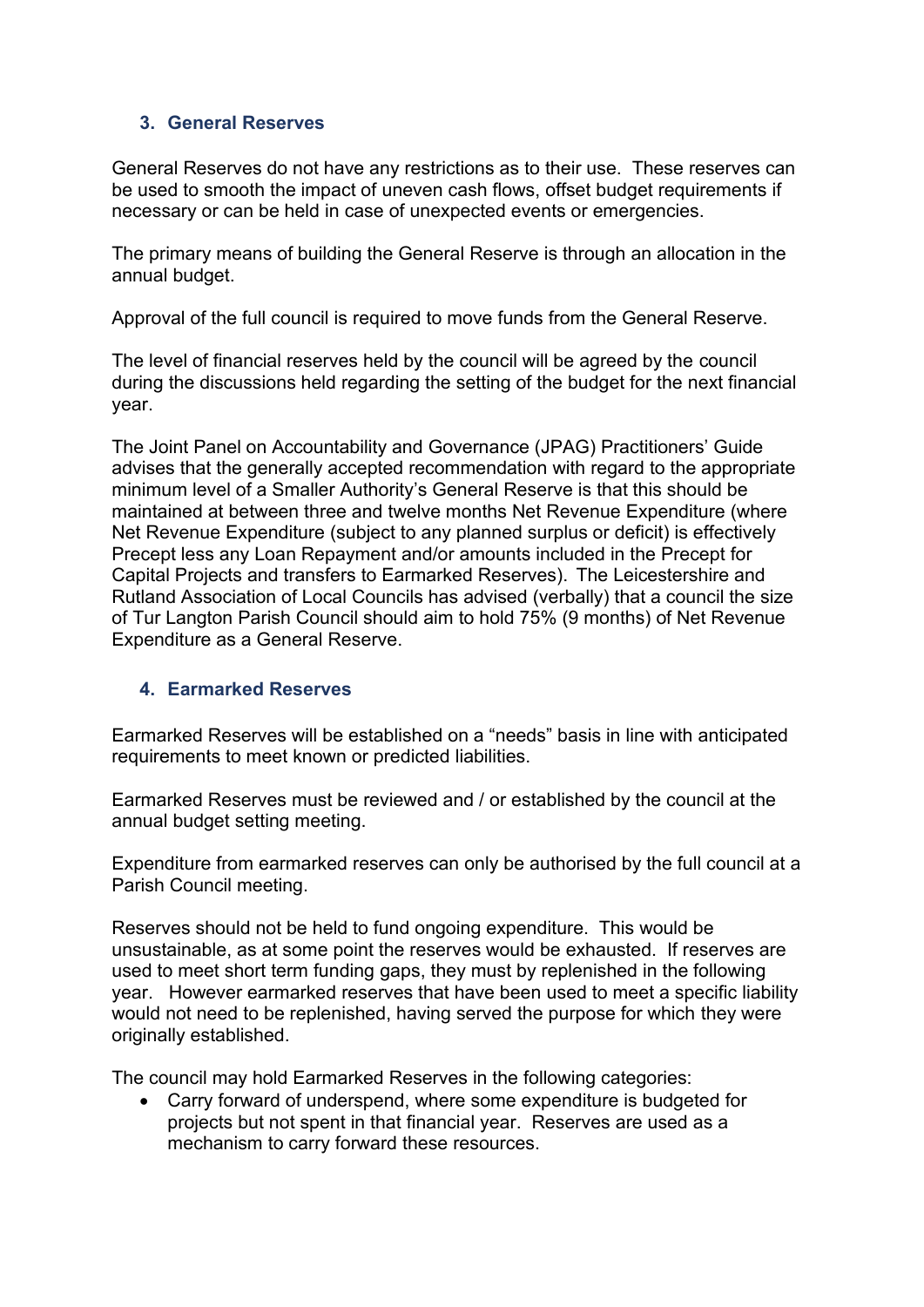## 3. General Reserves

General Reserves do not have any restrictions as to their use. These reserves can be used to smooth the impact of uneven cash flows, offset budget requirements if necessary or can be held in case of unexpected events or emergencies.

The primary means of building the General Reserve is through an allocation in the annual budget.

Approval of the full council is required to move funds from the General Reserve.

The level of financial reserves held by the council will be agreed by the council during the discussions held regarding the setting of the budget for the next financial year.

The Joint Panel on Accountability and Governance (JPAG) Practitioners' Guide advises that the generally accepted recommendation with regard to the appropriate minimum level of a Smaller Authority's General Reserve is that this should be maintained at between three and twelve months Net Revenue Expenditure (where Net Revenue Expenditure (subject to any planned surplus or deficit) is effectively Precept less any Loan Repayment and/or amounts included in the Precept for Capital Projects and transfers to Earmarked Reserves). The Leicestershire and Rutland Association of Local Councils has advised (verbally) that a council the size of Tur Langton Parish Council should aim to hold 75% (9 months) of Net Revenue Expenditure as a General Reserve.

## 4. Earmarked Reserves

Earmarked Reserves will be established on a "needs" basis in line with anticipated requirements to meet known or predicted liabilities.

Earmarked Reserves must be reviewed and / or established by the council at the annual budget setting meeting.

Expenditure from earmarked reserves can only be authorised by the full council at a Parish Council meeting.

Reserves should not be held to fund ongoing expenditure. This would be unsustainable, as at some point the reserves would be exhausted. If reserves are used to meet short term funding gaps, they must by replenished in the following year. However earmarked reserves that have been used to meet a specific liability would not need to be replenished, having served the purpose for which they were originally established.

The council may hold Earmarked Reserves in the following categories:

- Carry forward of underspend, where some expenditure is budgeted for projects but not spent in that financial year. Reserves are used as a mechanism to carry forward these resources.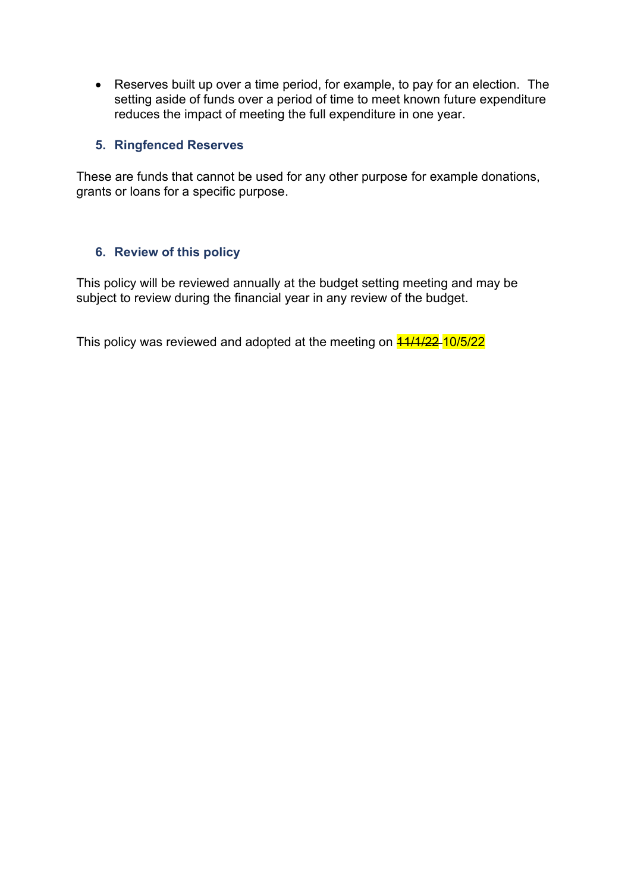- Reserves built up over a time period, for example, to pay for an election. The setting aside of funds over a period of time to meet known future expenditure reduces the impact of meeting the full expenditure in one year.

### 5. Ringfenced Reserves

These are funds that cannot be used for any other purpose for example donations, grants or loans for a specific purpose.

### 6. Review of this policy

This policy will be reviewed annually at the budget setting meeting and may be subject to review during the financial year in any review of the budget.

This policy was reviewed and adopted at the meeting on ~~11/1/22~~ 10/5/22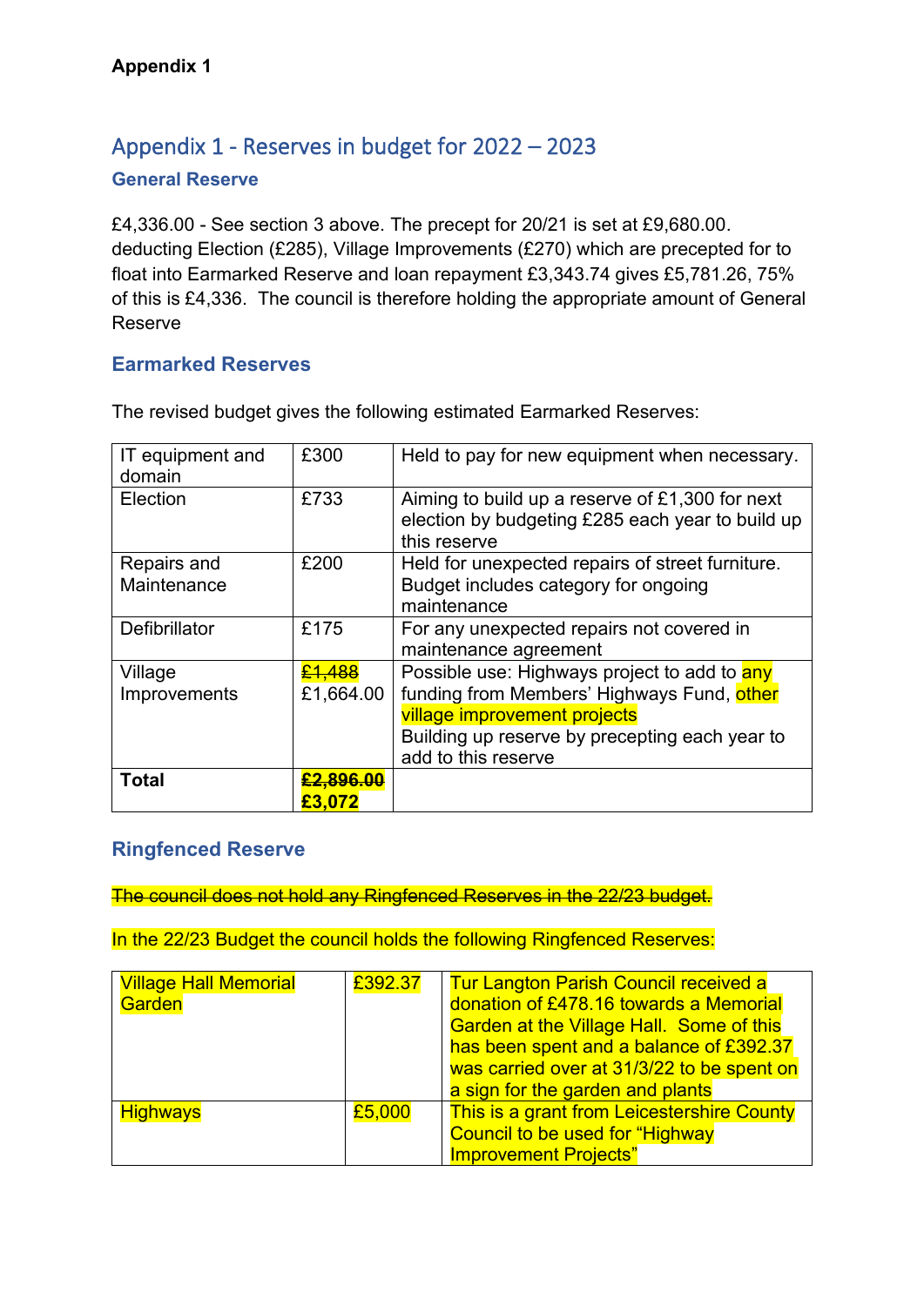**Appendix 1**

# Appendix 1 - Reserves in budget for 2022 – 2023

## General Reserve

£4,336.00 - See section 3 above. The precept for 20/21 is set at £9,680.00. deducting Election (£285), Village Improvements (£270) which are precepted for to float into Earmarked Reserve and loan repayment £3,343.74 gives £5,781.26, 75% of this is £4,336. The council is therefore holding the appropriate amount of General Reserve

## Earmarked Reserves

The revised budget gives the following estimated Earmarked Reserves:

| | | |
|---|---|---|
| IT equipment and domain | £300 | Held to pay for new equipment when necessary. |
| Election | £733 | Aiming to build up a reserve of £1,300 for next election by budgeting £285 each year to build up this reserve |
| Repairs and Maintenance | £200 | Held for unexpected repairs of street furniture. Budget includes category for ongoing maintenance |
| Defibrillator | £175 | For any unexpected repairs not covered in maintenance agreement |
| Village Improvements | ~~£1,488~~ £1,664.00 | Possible use: Highways project to add to any funding from Members' Highways Fund, other village improvement projects Building up reserve by precepting each year to add to this reserve |
| **Total** | ~~**£2,896.00**~~ **£3,072** | |

## Ringfenced Reserve

~~The council does not hold any Ringfenced Reserves in the 22/23 budget.~~

In the 22/23 Budget the council holds the following Ringfenced Reserves:

| | | |
|---|---|---|
| Village Hall Memorial Garden | £392.37 | Tur Langton Parish Council received a donation of £478.16 towards a Memorial Garden at the Village Hall. Some of this has been spent and a balance of £392.37 was carried over at 31/3/22 to be spent on a sign for the garden and plants |
| Highways | £5,000 | This is a grant from Leicestershire County Council to be used for "Highway Improvement Projects" |